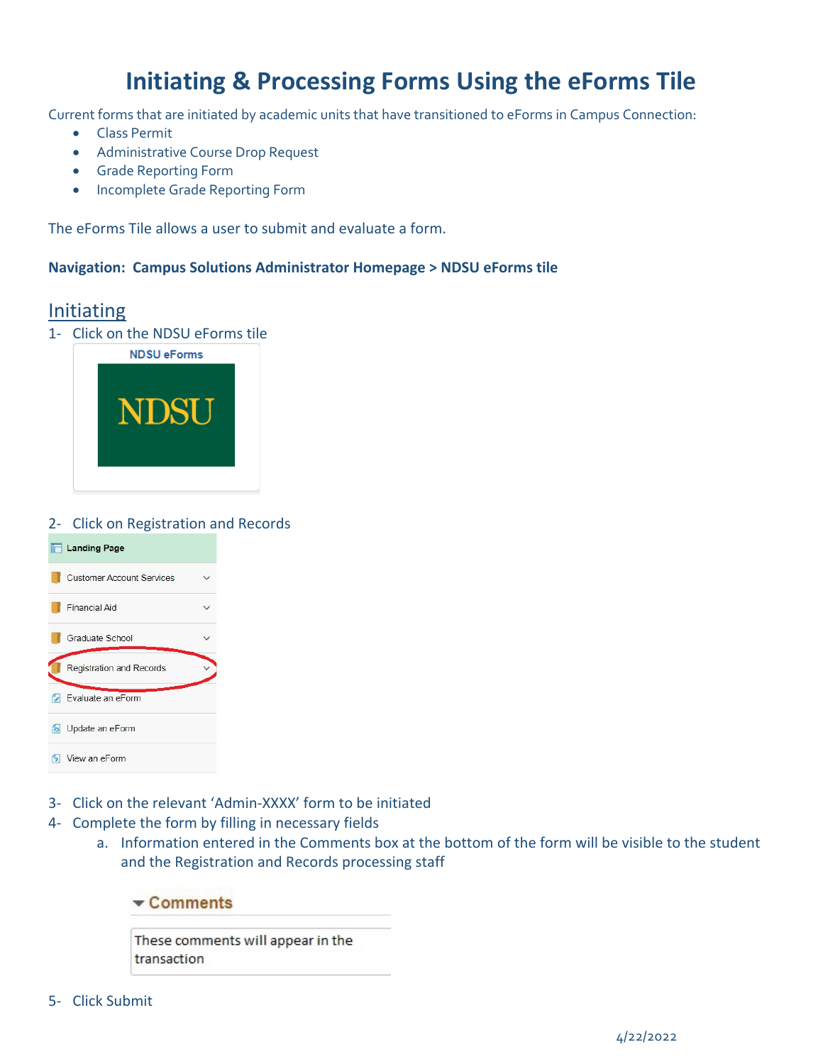# Initiating & Processing Forms Using the eForms Tile

Current forms that are initiated by academic units that have transitioned to eForms in Campus Connection:

- Class Permit
- Administrative Course Drop Request
- Grade Reporting Form
- Incomplete Grade Reporting Form

The eForms Tile allows a user to submit and evaluate a form.

**Navigation: Campus Solutions Administrator Homepage > NDSU eForms tile**

## Initiating

1- Click on the NDSU eForms tile

2- Click on Registration and Records

3- Click on the relevant 'Admin-XXXX' form to be initiated

4- Complete the form by filling in necessary fields

   a. Information entered in the Comments box at the bottom of the form will be visible to the student and the Registration and Records processing staff

5- Click Submit

4/22/2022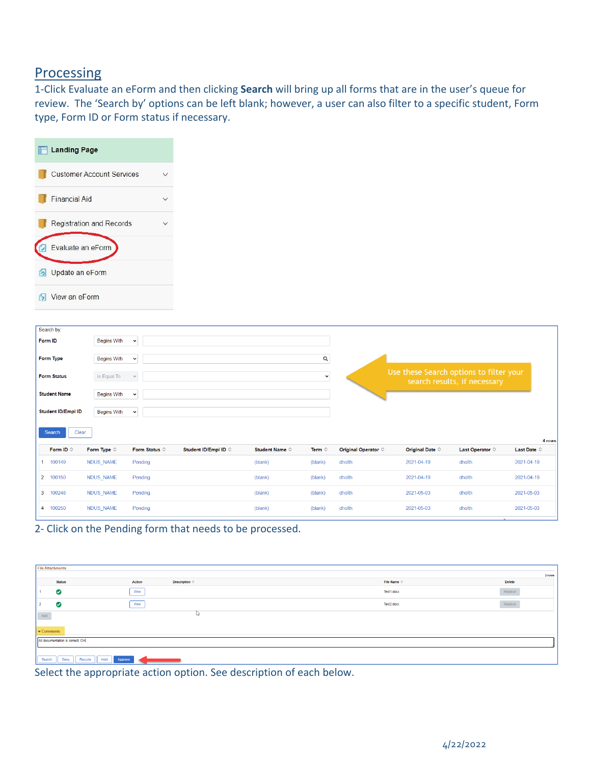## Processing

1-Click Evaluate an eForm and then clicking **Search** will bring up all forms that are in the user's queue for review. The 'Search by' options can be left blank; however, a user can also filter to a specific student, Form type, Form ID or Form status if necessary.

Landing Page

Customer Account Services

Financial Aid

Registration and Records

Evaluate an eForm

Update an eForm

View an eForm

Search by:

Form ID — Begins With

Form Type — Begins With

Form Status — is Equal To

Student Name — Begins With

Student ID/Empl ID — Begins With

Search | Clear

Use these Search options to filter your search results, if necessary

4 rows

| | Form ID | Form Type | Form Status | Student ID/Empl ID | Student Name | Term | Original Operator | Original Date | Last Operator | Last Date |
|---|---|---|---|---|---|---|---|---|---|---|
| 1 | 100149 | NDUS_NAME | Pending | | (blank) | (blank) | dholth | 2021-04-19 | dholth | 2021-04-19 |
| 2 | 100150 | NDUS_NAME | Pending | | (blank) | (blank) | dholth | 2021-04-19 | dholth | 2021-04-19 |
| 3 | 100248 | NDUS_NAME | Pending | | (blank) | (blank) | dholth | 2021-05-03 | dholth | 2021-05-03 |
| 4 | 100250 | NDUS_NAME | Pending | | (blank) | (blank) | dholth | 2021-05-03 | dholth | 2021-05-03 |

2- Click on the Pending form that needs to be processed.

File Attachments

2 rows

| | Status | Action | Description | File Name | Delete |
|---|---|---|---|---|---|
| 1 | ✔ | View | | Test1.docx | Replace |
| 2 | ✔ | View | | Test2.docx | Replace |

Add

Comments

All documentation is correct, CH

Search | Deny | Recycle | Hold | Approve

Select the appropriate action option. See description of each below.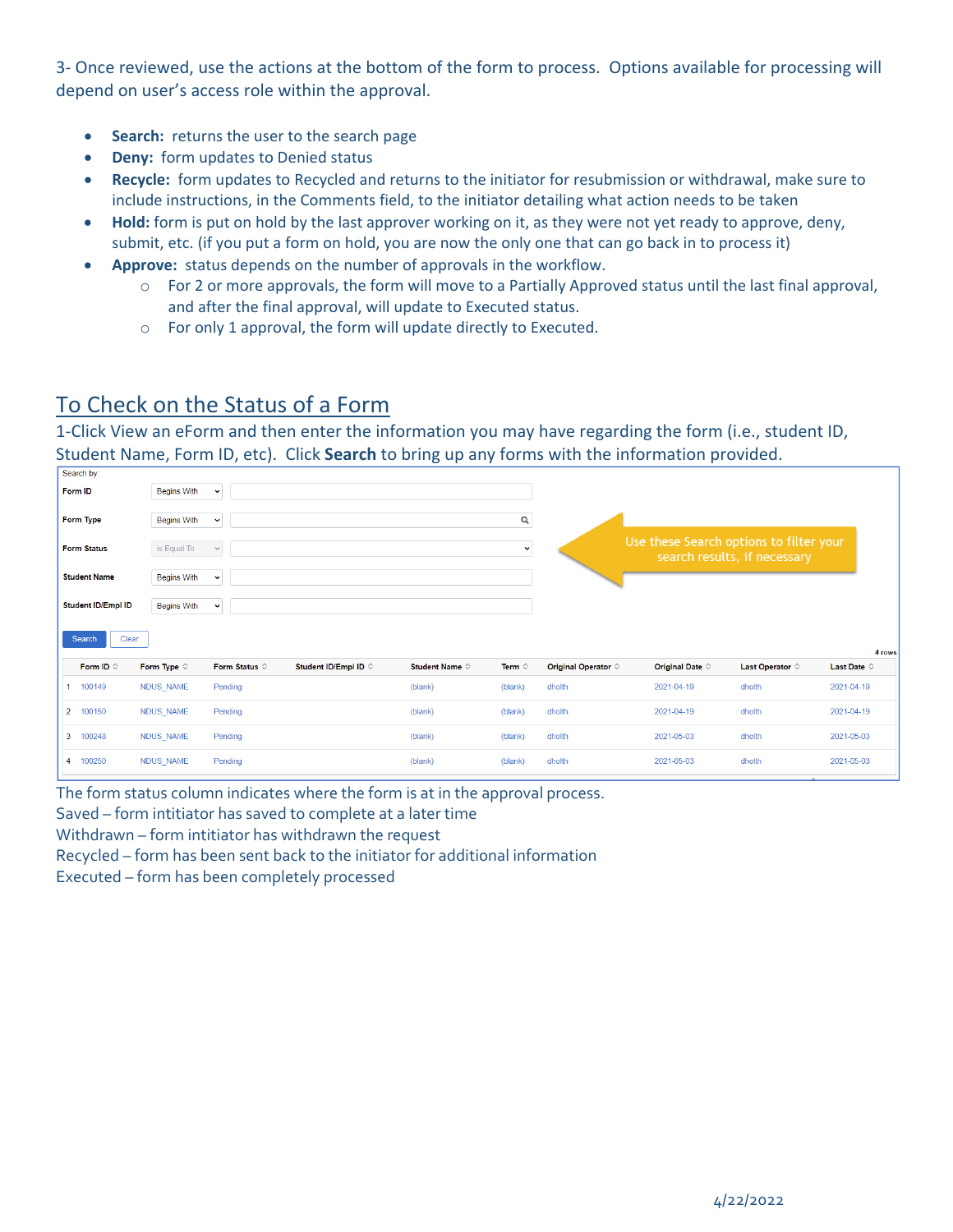3- Once reviewed, use the actions at the bottom of the form to process. Options available for processing will depend on user's access role within the approval.

- **Search:** returns the user to the search page
- **Deny:** form updates to Denied status
- **Recycle:** form updates to Recycled and returns to the initiator for resubmission or withdrawal, make sure to include instructions, in the Comments field, to the initiator detailing what action needs to be taken
- **Hold:** form is put on hold by the last approver working on it, as they were not yet ready to approve, deny, submit, etc. (if you put a form on hold, you are now the only one that can go back in to process it)
- **Approve:** status depends on the number of approvals in the workflow.
  - For 2 or more approvals, the form will move to a Partially Approved status until the last final approval, and after the final approval, will update to Executed status.
  - For only 1 approval, the form will update directly to Executed.

## To Check on the Status of a Form

1-Click View an eForm and then enter the information you may have regarding the form (i.e., student ID, Student Name, Form ID, etc). Click **Search** to bring up any forms with the information provided.

Search by:

Form ID — Begins With

Form Type — Begins With

Form Status — is Equal To

Student Name — Begins With

Student ID/Empl ID — Begins With

Search Clear

Use these Search options to filter your search results, if necessary

4 rows

| | Form ID | Form Type | Form Status | Student ID/Empl ID | Student Name | Term | Original Operator | Original Date | Last Operator | Last Date |
|---|---|---|---|---|---|---|---|---|---|---|
| 1 | 100149 | NDUS_NAME | Pending | | (blank) | (blank) | dholth | 2021-04-19 | dholth | 2021-04-19 |
| 2 | 100150 | NDUS_NAME | Pending | | (blank) | (blank) | dholth | 2021-04-19 | dholth | 2021-04-19 |
| 3 | 100248 | NDUS_NAME | Pending | | (blank) | (blank) | dholth | 2021-05-03 | dholth | 2021-05-03 |
| 4 | 100250 | NDUS_NAME | Pending | | (blank) | (blank) | dholth | 2021-05-03 | dholth | 2021-05-03 |

The form status column indicates where the form is at in the approval process.
Saved – form intitiator has saved to complete at a later time
Withdrawn – form intitiator has withdrawn the request
Recycled – form has been sent back to the initiator for additional information
Executed – form has been completely processed

4/22/2022